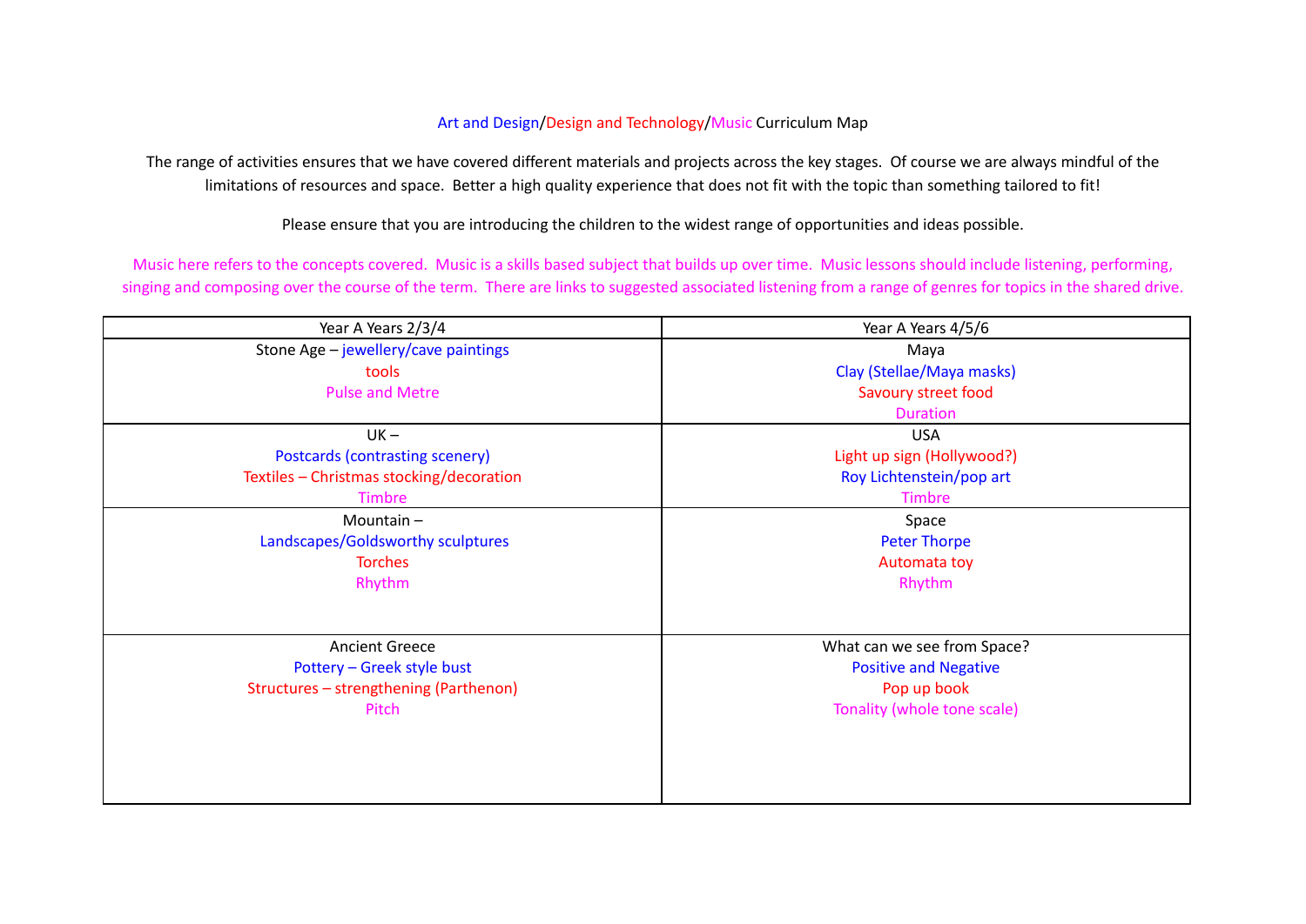# Art and Design/Design and Technology/Music Curriculum Map

The range of activities ensures that we have covered different materials and projects across the key stages. Of course we are always mindful of the limitations of resources and space. Better a high quality experience that does not fit with the topic than something tailored to fit!

Please ensure that you are introducing the children to the widest range of opportunities and ideas possible.

Music here refers to the concepts covered. Music is a skills based subject that builds up over time. Music lessons should include listening, performing, singing and composing over the course of the term. There are links to suggested associated listening from a range of genres for topics in the shared drive.

| Year A Years 2/3/4 | Year A Years 4/5/6 |
| --- | --- |
| Stone Age – jewellery/cave paintings<br>tools<br>Pulse and Metre | Maya<br>Clay (Stellae/Maya masks)<br>Savoury street food<br>Duration |
| UK –<br>Postcards (contrasting scenery)<br>Textiles – Christmas stocking/decoration<br>Timbre | USA<br>Light up sign (Hollywood?)<br>Roy Lichtenstein/pop art<br>Timbre |
| Mountain –<br>Landscapes/Goldsworthy sculptures<br>Torches<br>Rhythm | Space<br>Peter Thorpe<br>Automata toy<br>Rhythm |
| Ancient Greece<br>Pottery – Greek style bust<br>Structures – strengthening (Parthenon)<br>Pitch | What can we see from Space?<br>Positive and Negative<br>Pop up book<br>Tonality (whole tone scale) |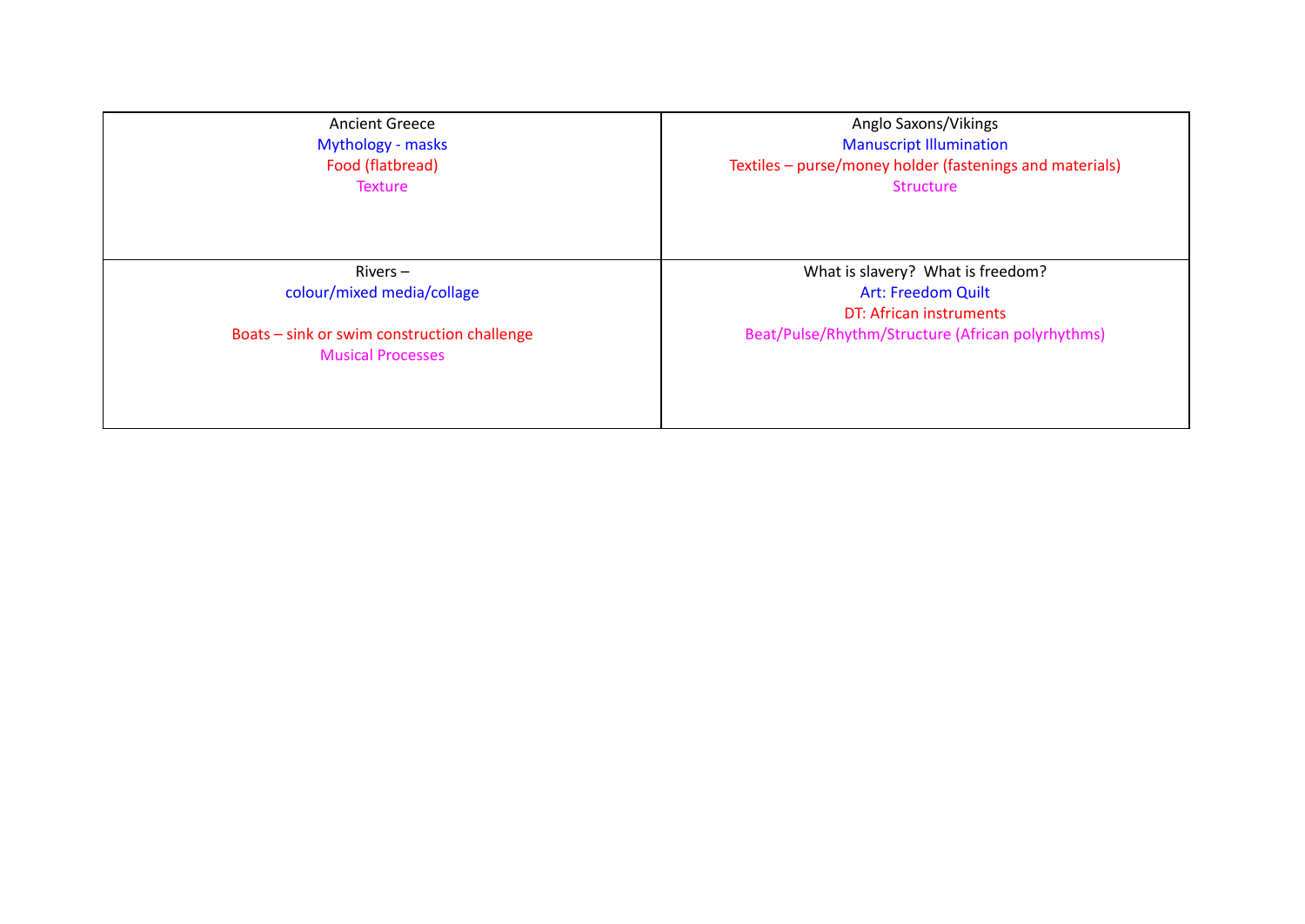| | |
|---|---|
| Ancient Greece<br>Mythology - masks<br>Food (flatbread)<br>Texture | Anglo Saxons/Vikings<br>Manuscript Illumination<br>Textiles – purse/money holder (fastenings and materials)<br>Structure |
| Rivers –<br>colour/mixed media/collage<br><br>Boats – sink or swim construction challenge<br>Musical Processes | What is slavery? What is freedom?<br>Art: Freedom Quilt<br>DT: African instruments<br>Beat/Pulse/Rhythm/Structure (African polyrhythms) |